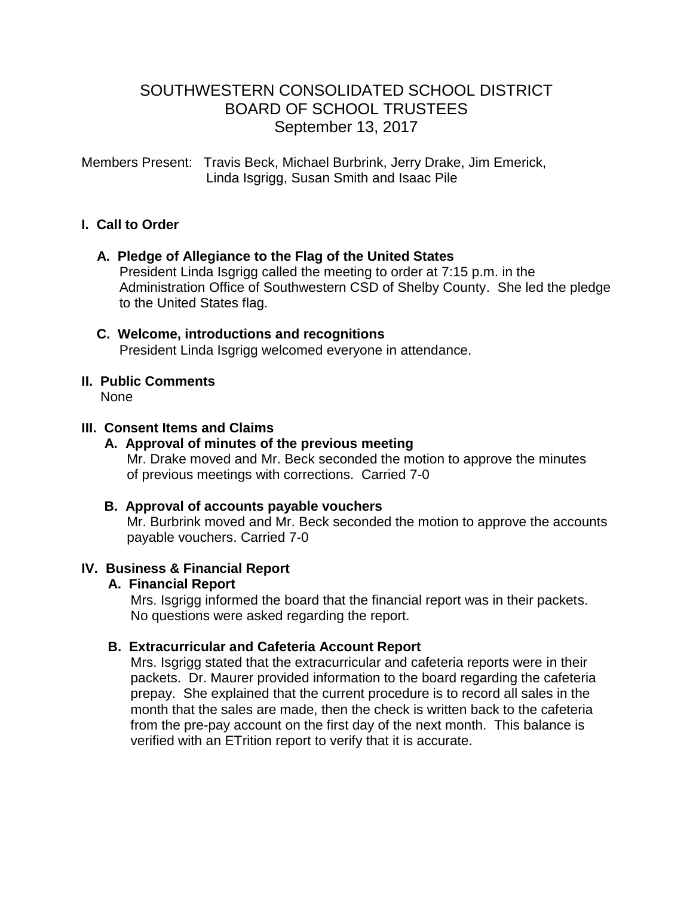# SOUTHWESTERN CONSOLIDATED SCHOOL DISTRICT
# BOARD OF SCHOOL TRUSTEES
# September 13, 2017

Members Present: Travis Beck, Michael Burbrink, Jerry Drake, Jim Emerick, Linda Isgrigg, Susan Smith and Isaac Pile

## I. Call to Order

### A. Pledge of Allegiance to the Flag of the United States

President Linda Isgrigg called the meeting to order at 7:15 p.m. in the Administration Office of Southwestern CSD of Shelby County. She led the pledge to the United States flag.

### C. Welcome, introductions and recognitions

President Linda Isgrigg welcomed everyone in attendance.

## II. Public Comments

None

## III. Consent Items and Claims

### A. Approval of minutes of the previous meeting

Mr. Drake moved and Mr. Beck seconded the motion to approve the minutes of previous meetings with corrections. Carried 7-0

### B. Approval of accounts payable vouchers

Mr. Burbrink moved and Mr. Beck seconded the motion to approve the accounts payable vouchers. Carried 7-0

## IV. Business & Financial Report

### A. Financial Report

Mrs. Isgrigg informed the board that the financial report was in their packets. No questions were asked regarding the report.

### B. Extracurricular and Cafeteria Account Report

Mrs. Isgrigg stated that the extracurricular and cafeteria reports were in their packets. Dr. Maurer provided information to the board regarding the cafeteria prepay. She explained that the current procedure is to record all sales in the month that the sales are made, then the check is written back to the cafeteria from the pre-pay account on the first day of the next month. This balance is verified with an ETrition report to verify that it is accurate.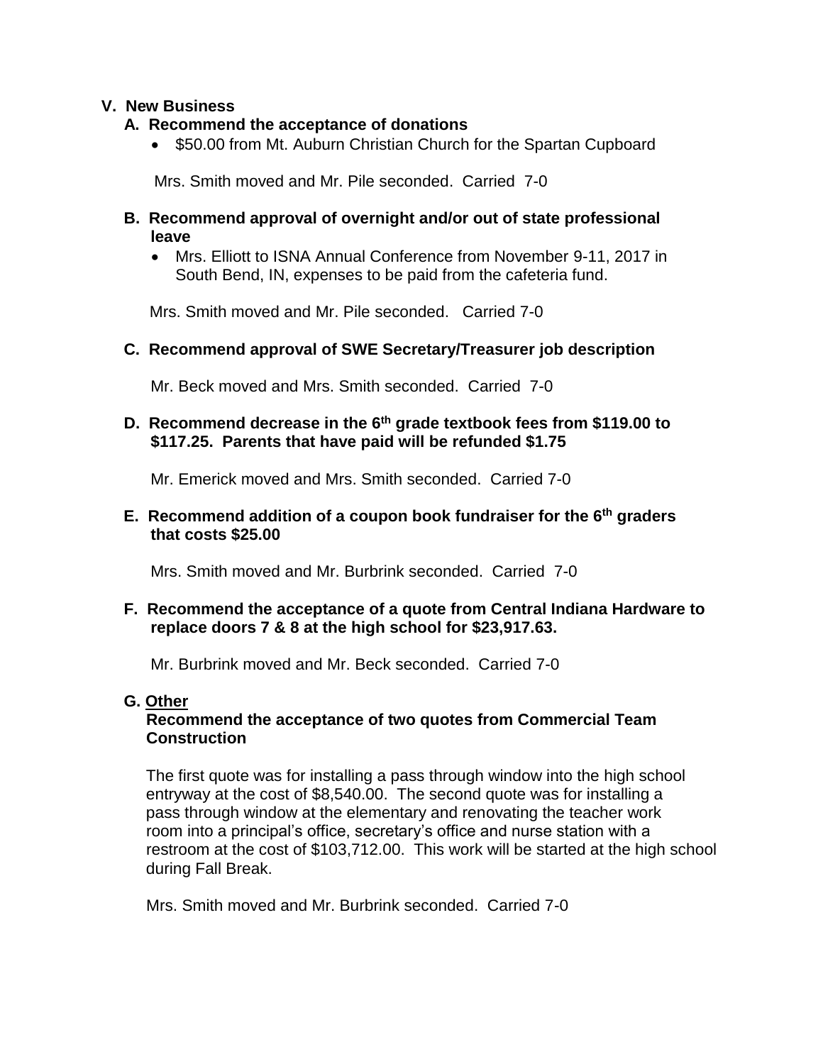## V. New Business

### A. Recommend the acceptance of donations

- $50.00 from Mt. Auburn Christian Church for the Spartan Cupboard

Mrs. Smith moved and Mr. Pile seconded. Carried 7-0

### B. Recommend approval of overnight and/or out of state professional leave

- Mrs. Elliott to ISNA Annual Conference from November 9-11, 2017 in South Bend, IN, expenses to be paid from the cafeteria fund.

Mrs. Smith moved and Mr. Pile seconded. Carried 7-0

### C. Recommend approval of SWE Secretary/Treasurer job description

Mr. Beck moved and Mrs. Smith seconded. Carried 7-0

### D. Recommend decrease in the 6th grade textbook fees from $119.00 to $117.25. Parents that have paid will be refunded $1.75

Mr. Emerick moved and Mrs. Smith seconded. Carried 7-0

### E. Recommend addition of a coupon book fundraiser for the 6th graders that costs $25.00

Mrs. Smith moved and Mr. Burbrink seconded. Carried 7-0

### F. Recommend the acceptance of a quote from Central Indiana Hardware to replace doors 7 & 8 at the high school for $23,917.63.

Mr. Burbrink moved and Mr. Beck seconded. Carried 7-0

### G. Other

**Recommend the acceptance of two quotes from Commercial Team Construction**

The first quote was for installing a pass through window into the high school entryway at the cost of $8,540.00. The second quote was for installing a pass through window at the elementary and renovating the teacher work room into a principal's office, secretary's office and nurse station with a restroom at the cost of $103,712.00. This work will be started at the high school during Fall Break.

Mrs. Smith moved and Mr. Burbrink seconded. Carried 7-0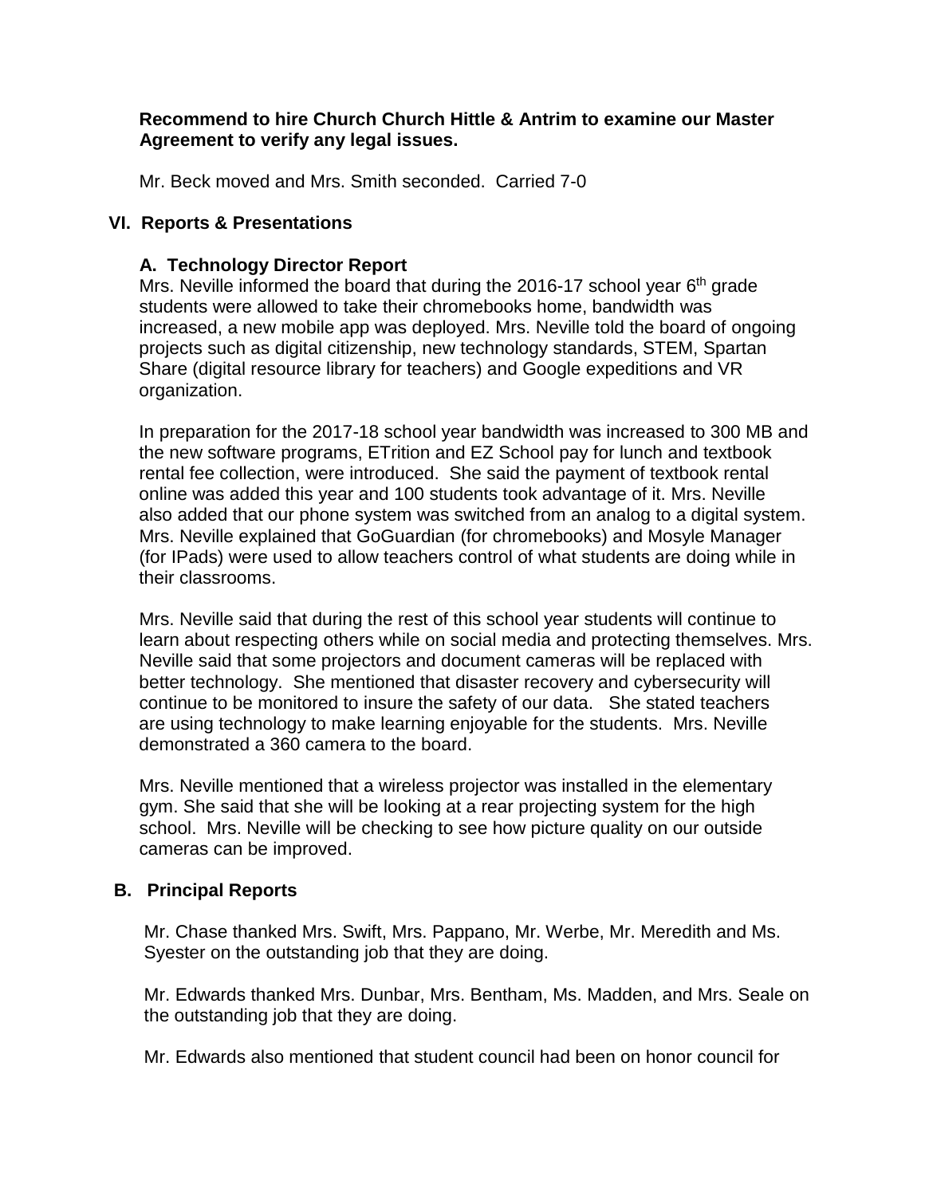**Recommend to hire Church Church Hittle & Antrim to examine our Master Agreement to verify any legal issues.**

Mr. Beck moved and Mrs. Smith seconded. Carried 7-0

## VI. Reports & Presentations

### A. Technology Director Report

Mrs. Neville informed the board that during the 2016-17 school year 6th grade students were allowed to take their chromebooks home, bandwidth was increased, a new mobile app was deployed. Mrs. Neville told the board of ongoing projects such as digital citizenship, new technology standards, STEM, Spartan Share (digital resource library for teachers) and Google expeditions and VR organization.

In preparation for the 2017-18 school year bandwidth was increased to 300 MB and the new software programs, ETrition and EZ School pay for lunch and textbook rental fee collection, were introduced. She said the payment of textbook rental online was added this year and 100 students took advantage of it. Mrs. Neville also added that our phone system was switched from an analog to a digital system. Mrs. Neville explained that GoGuardian (for chromebooks) and Mosyle Manager (for IPads) were used to allow teachers control of what students are doing while in their classrooms.

Mrs. Neville said that during the rest of this school year students will continue to learn about respecting others while on social media and protecting themselves. Mrs. Neville said that some projectors and document cameras will be replaced with better technology. She mentioned that disaster recovery and cybersecurity will continue to be monitored to insure the safety of our data. She stated teachers are using technology to make learning enjoyable for the students. Mrs. Neville demonstrated a 360 camera to the board.

Mrs. Neville mentioned that a wireless projector was installed in the elementary gym. She said that she will be looking at a rear projecting system for the high school. Mrs. Neville will be checking to see how picture quality on our outside cameras can be improved.

### B. Principal Reports

Mr. Chase thanked Mrs. Swift, Mrs. Pappano, Mr. Werbe, Mr. Meredith and Ms. Syester on the outstanding job that they are doing.

Mr. Edwards thanked Mrs. Dunbar, Mrs. Bentham, Ms. Madden, and Mrs. Seale on the outstanding job that they are doing.

Mr. Edwards also mentioned that student council had been on honor council for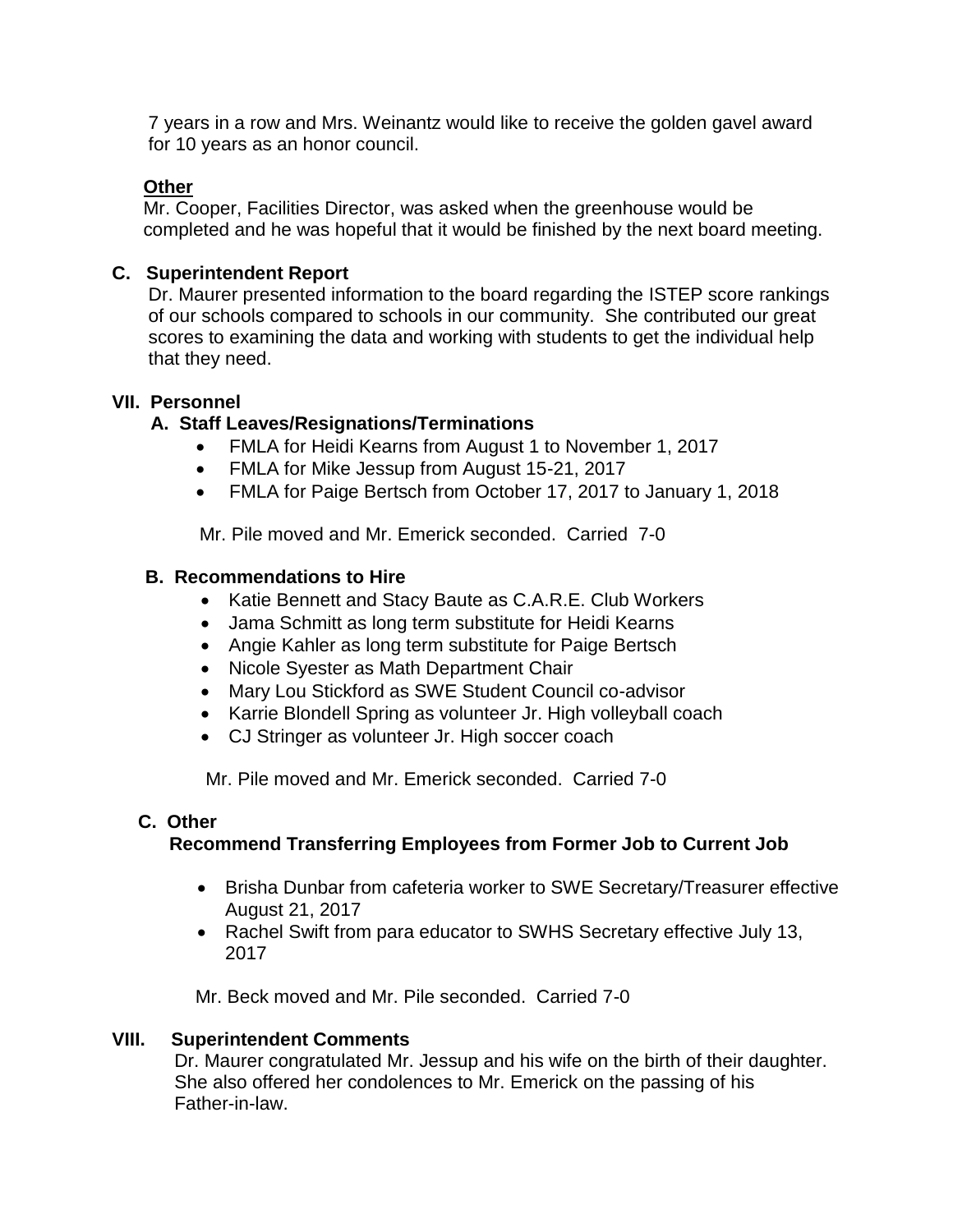7 years in a row and Mrs. Weinantz would like to receive the golden gavel award for 10 years as an honor council.

**Other**

Mr. Cooper, Facilities Director, was asked when the greenhouse would be completed and he was hopeful that it would be finished by the next board meeting.

**C. Superintendent Report**

Dr. Maurer presented information to the board regarding the ISTEP score rankings of our schools compared to schools in our community. She contributed our great scores to examining the data and working with students to get the individual help that they need.

## VII. Personnel

**A. Staff Leaves/Resignations/Terminations**

- FMLA for Heidi Kearns from August 1 to November 1, 2017
- FMLA for Mike Jessup from August 15-21, 2017
- FMLA for Paige Bertsch from October 17, 2017 to January 1, 2018

Mr. Pile moved and Mr. Emerick seconded. Carried 7-0

**B. Recommendations to Hire**

- Katie Bennett and Stacy Baute as C.A.R.E. Club Workers
- Jama Schmitt as long term substitute for Heidi Kearns
- Angie Kahler as long term substitute for Paige Bertsch
- Nicole Syester as Math Department Chair
- Mary Lou Stickford as SWE Student Council co-advisor
- Karrie Blondell Spring as volunteer Jr. High volleyball coach
- CJ Stringer as volunteer Jr. High soccer coach

Mr. Pile moved and Mr. Emerick seconded. Carried 7-0

**C. Other**

**Recommend Transferring Employees from Former Job to Current Job**

- Brisha Dunbar from cafeteria worker to SWE Secretary/Treasurer effective August 21, 2017
- Rachel Swift from para educator to SWHS Secretary effective July 13, 2017

Mr. Beck moved and Mr. Pile seconded. Carried 7-0

## VIII. Superintendent Comments

Dr. Maurer congratulated Mr. Jessup and his wife on the birth of their daughter. She also offered her condolences to Mr. Emerick on the passing of his Father-in-law.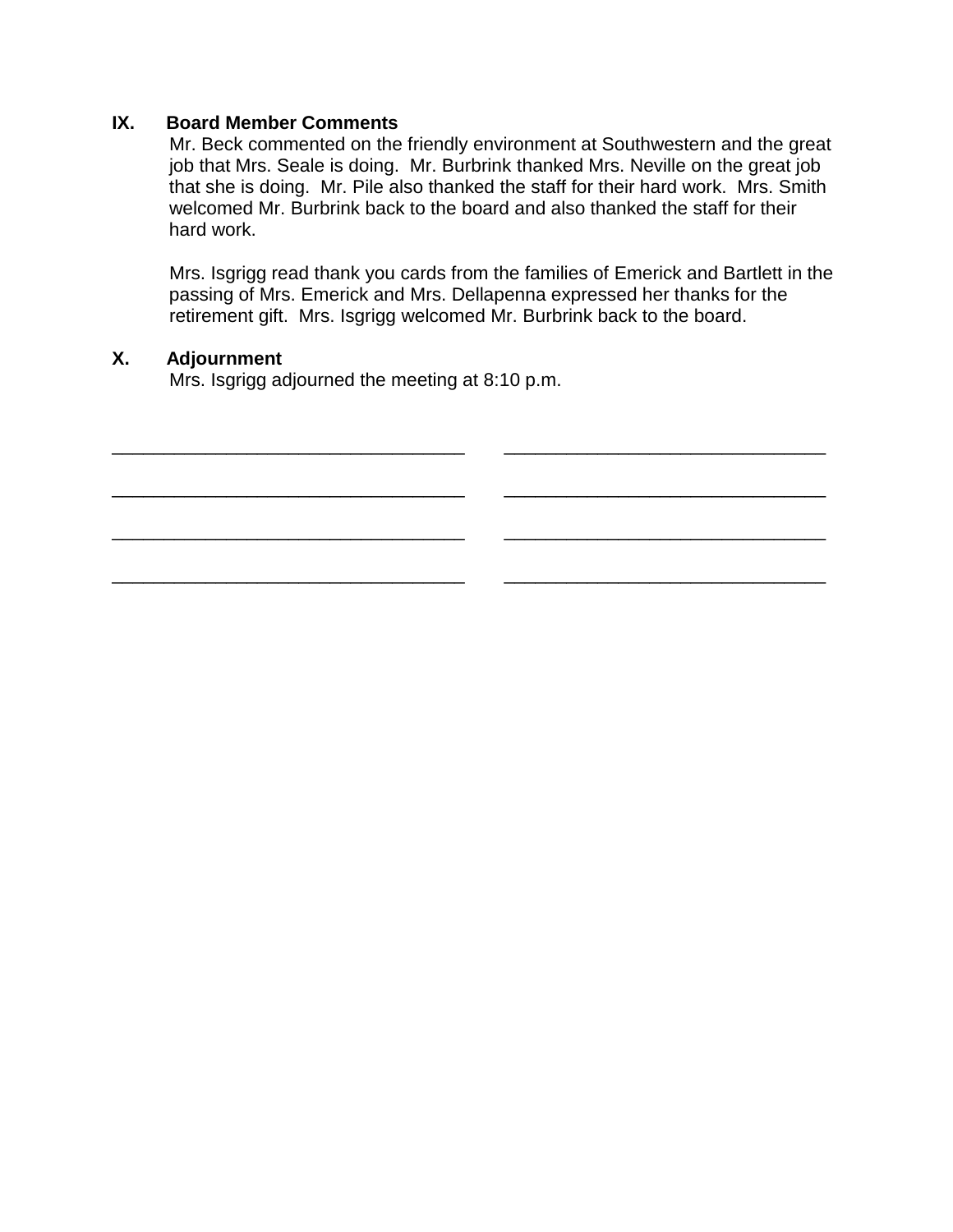## IX. Board Member Comments

Mr. Beck commented on the friendly environment at Southwestern and the great job that Mrs. Seale is doing. Mr. Burbrink thanked Mrs. Neville on the great job that she is doing. Mr. Pile also thanked the staff for their hard work. Mrs. Smith welcomed Mr. Burbrink back to the board and also thanked the staff for their hard work.

Mrs. Isgrigg read thank you cards from the families of Emerick and Bartlett in the passing of Mrs. Emerick and Mrs. Dellapenna expressed her thanks for the retirement gift. Mrs. Isgrigg welcomed Mr. Burbrink back to the board.

## X. Adjournment

Mrs. Isgrigg adjourned the meeting at 8:10 p.m.

___________________________________        _______________________________

___________________________________        _______________________________

___________________________________        _______________________________

___________________________________        _______________________________